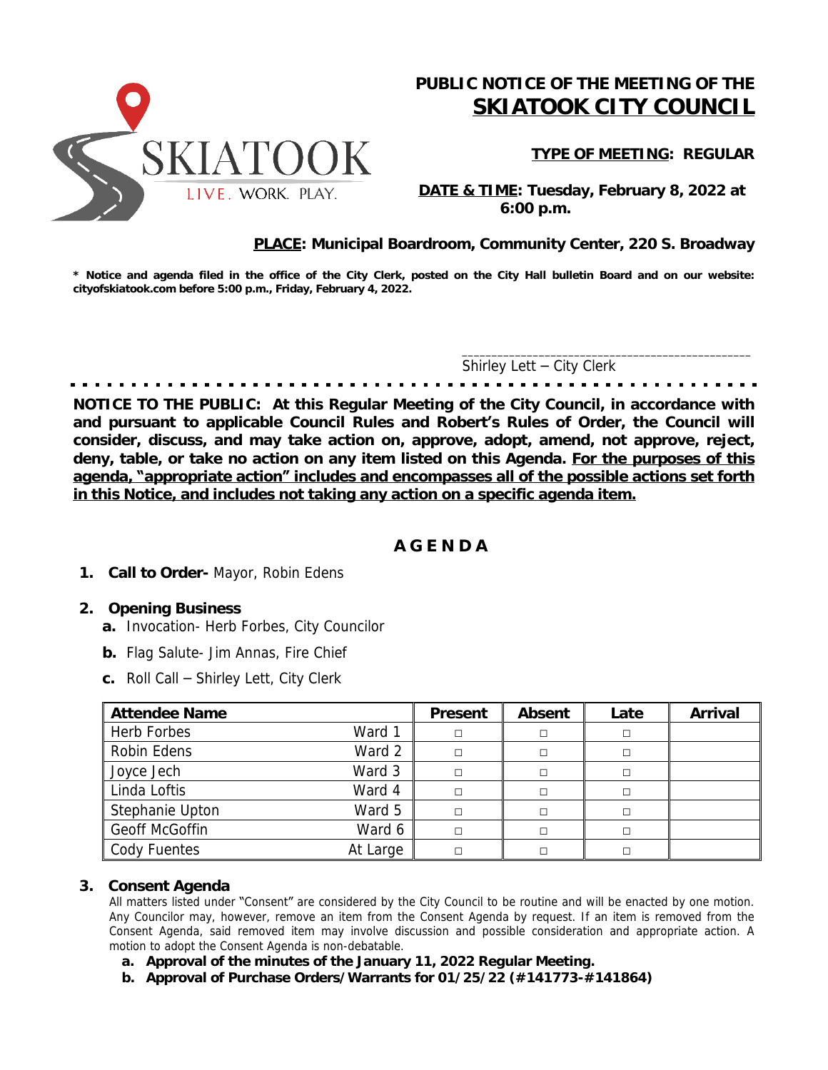# PUBLIC NOTICE OF THE MEETING OF THE **SKIATOOK CITY COUNCIL**

**TYPE OF MEETING: REGULAR**

**DATE & TIME: Tuesday, February 8, 2022 at 6:00 p.m.**

**PLACE: Municipal Boardroom, Community Center, 220 S. Broadway**

**\* Notice and agenda filed in the office of the City Clerk, posted on the City Hall bulletin Board and on our website: cityofskiatook.com before 5:00 p.m., Friday, February 4, 2022.**

_______________________________________________
Shirley Lett – City Clerk

**NOTICE TO THE PUBLIC: At this Regular Meeting of the City Council, in accordance with and pursuant to applicable Council Rules and Robert's Rules of Order, the Council will consider, discuss, and may take action on, approve, adopt, amend, not approve, reject, deny, table, or take no action on any item listed on this Agenda. <u>For the purposes of this agenda, "appropriate action" includes and encompasses all of the possible actions set forth in this Notice, and includes not taking any action on a specific agenda item.</u>**

## A G E N D A

1. **Call to Order-** Mayor, Robin Edens

2. **Opening Business**
   - **a.** Invocation- Herb Forbes, City Councilor
   - **b.** Flag Salute- Jim Annas, Fire Chief
   - **c.** Roll Call – Shirley Lett, City Clerk

| Attendee Name | | Present | Absent | Late | Arrival |
|---|---|---|---|---|---|
| Herb Forbes | Ward 1 | □ | □ | □ | |
| Robin Edens | Ward 2 | □ | □ | □ | |
| Joyce Jech | Ward 3 | □ | □ | □ | |
| Linda Loftis | Ward 4 | □ | □ | □ | |
| Stephanie Upton | Ward 5 | □ | □ | □ | |
| Geoff McGoffin | Ward 6 | □ | □ | □ | |
| Cody Fuentes | At Large | □ | □ | □ | |

3. **Consent Agenda**

   All matters listed under "Consent" are considered by the City Council to be routine and will be enacted by one motion. Any Councilor may, however, remove an item from the Consent Agenda by request. If an item is removed from the Consent Agenda, said removed item may involve discussion and possible consideration and appropriate action. A motion to adopt the Consent Agenda is non-debatable.

   - **a. Approval of the minutes of the January 11, 2022 Regular Meeting.**
   - **b. Approval of Purchase Orders/Warrants for 01/25/22 (#141773-#141864)**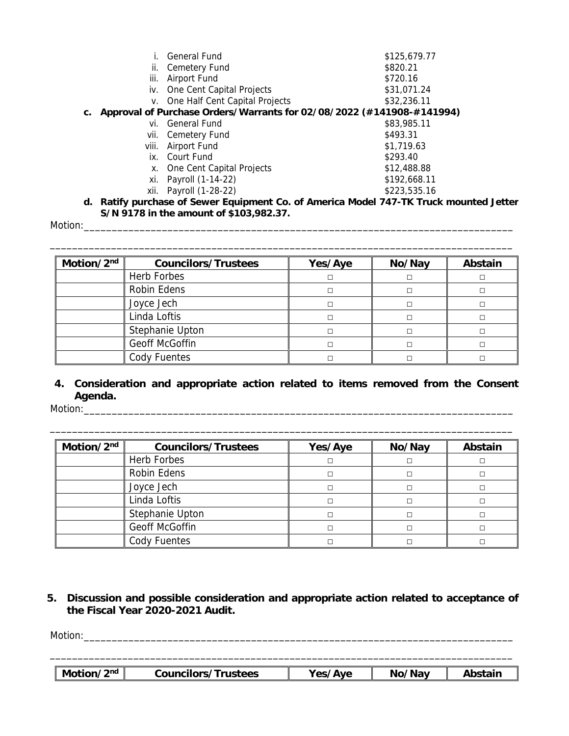i. General Fund $125,679.77
ii. Cemetery Fund $820.21
iii. Airport Fund $720.16
iv. One Cent Capital Projects $31,071.24
v. One Half Cent Capital Projects $32,236.11

**c. Approval of Purchase Orders/Warrants for 02/08/2022 (#141908-#141994)**

vi. General Fund $83,985.11
vii. Cemetery Fund $493.31
viii. Airport Fund $1,719.63
ix. Court Fund $293.40
x. One Cent Capital Projects $12,488.88
xi. Payroll (1-14-22) $192,668.11
xii. Payroll (1-28-22) $223,535.16

**d. Ratify purchase of Sewer Equipment Co. of America Model 747-TK Truck mounted Jetter S/N 9178 in the amount of $103,982.37.**

Motion:_____________________________________________________________________________

_____________________________________________________________________________________

| Motion/2nd | Councilors/Trustees | Yes/Aye | No/Nay | Abstain |
|---|---|---|---|---|
| | Herb Forbes | □ | □ | □ |
| | Robin Edens | □ | □ | □ |
| | Joyce Jech | □ | □ | □ |
| | Linda Loftis | □ | □ | □ |
| | Stephanie Upton | □ | □ | □ |
| | Geoff McGoffin | □ | □ | □ |
| | Cody Fuentes | □ | □ | □ |

**4. Consideration and appropriate action related to items removed from the Consent Agenda.**

Motion:_____________________________________________________________________________

_____________________________________________________________________________________

| Motion/2nd | Councilors/Trustees | Yes/Aye | No/Nay | Abstain |
|---|---|---|---|---|
| | Herb Forbes | □ | □ | □ |
| | Robin Edens | □ | □ | □ |
| | Joyce Jech | □ | □ | □ |
| | Linda Loftis | □ | □ | □ |
| | Stephanie Upton | □ | □ | □ |
| | Geoff McGoffin | □ | □ | □ |
| | Cody Fuentes | □ | □ | □ |

**5. Discussion and possible consideration and appropriate action related to acceptance of the Fiscal Year 2020-2021 Audit.**

Motion:_____________________________________________________________________________

_____________________________________________________________________________________

| Motion/2nd | Councilors/Trustees | Yes/Aye | No/Nay | Abstain |
|---|---|---|---|---|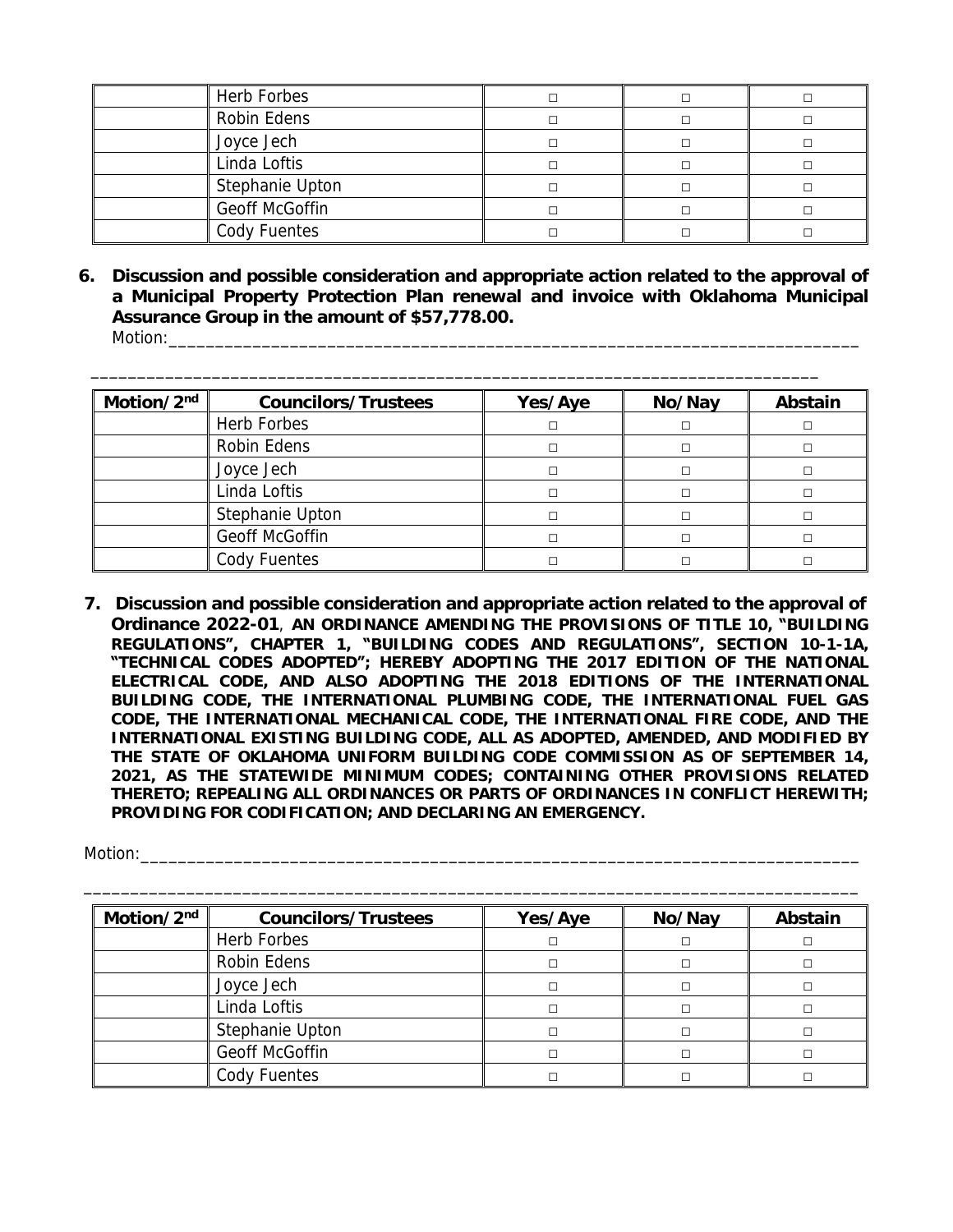| | Herb Forbes | □ | □ | □ |
|---|---|---|---|---|
| | Robin Edens | □ | □ | □ |
| | Joyce Jech | □ | □ | □ |
| | Linda Loftis | □ | □ | □ |
| | Stephanie Upton | □ | □ | □ |
| | Geoff McGoffin | □ | □ | □ |
| | Cody Fuentes | □ | □ | □ |

6. **Discussion and possible consideration and appropriate action related to the approval of a Municipal Property Protection Plan renewal and invoice with Oklahoma Municipal Assurance Group in the amount of $57,778.00.**

Motion:___________________________________________________________________________

___________________________________________________________________________

| Motion/2nd | Councilors/Trustees | Yes/Aye | No/Nay | Abstain |
|---|---|---|---|---|
| | Herb Forbes | □ | □ | □ |
| | Robin Edens | □ | □ | □ |
| | Joyce Jech | □ | □ | □ |
| | Linda Loftis | □ | □ | □ |
| | Stephanie Upton | □ | □ | □ |
| | Geoff McGoffin | □ | □ | □ |
| | Cody Fuentes | □ | □ | □ |

7. **Discussion and possible consideration and appropriate action related to the approval of Ordinance 2022-01, AN ORDINANCE AMENDING THE PROVISIONS OF TITLE 10, "BUILDING REGULATIONS", CHAPTER 1, "BUILDING CODES AND REGULATIONS", SECTION 10-1-1A, "TECHNICAL CODES ADOPTED"; HEREBY ADOPTING THE 2017 EDITION OF THE NATIONAL ELECTRICAL CODE, AND ALSO ADOPTING THE 2018 EDITIONS OF THE INTERNATIONAL BUILDING CODE, THE INTERNATIONAL PLUMBING CODE, THE INTERNATIONAL FUEL GAS CODE, THE INTERNATIONAL MECHANICAL CODE, THE INTERNATIONAL FIRE CODE, AND THE INTERNATIONAL EXISTING BUILDING CODE, ALL AS ADOPTED, AMENDED, AND MODIFIED BY THE STATE OF OKLAHOMA UNIFORM BUILDING CODE COMMISSION AS OF SEPTEMBER 14, 2021, AS THE STATEWIDE MINIMUM CODES; CONTAINING OTHER PROVISIONS RELATED THERETO; REPEALING ALL ORDINANCES OR PARTS OF ORDINANCES IN CONFLICT HEREWITH; PROVIDING FOR CODIFICATION; AND DECLARING AN EMERGENCY.**

Motion:___________________________________________________________________________

___________________________________________________________________________

| Motion/2nd | Councilors/Trustees | Yes/Aye | No/Nay | Abstain |
|---|---|---|---|---|
| | Herb Forbes | □ | □ | □ |
| | Robin Edens | □ | □ | □ |
| | Joyce Jech | □ | □ | □ |
| | Linda Loftis | □ | □ | □ |
| | Stephanie Upton | □ | □ | □ |
| | Geoff McGoffin | □ | □ | □ |
| | Cody Fuentes | □ | □ | □ |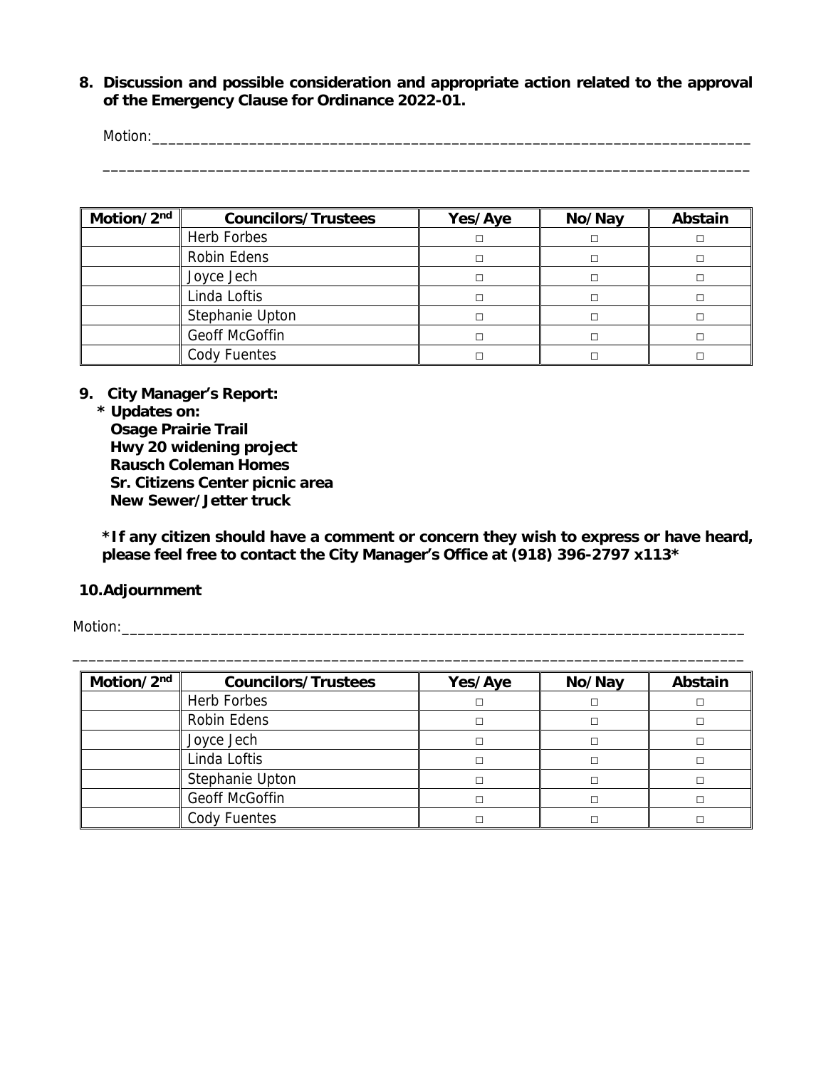**8. Discussion and possible consideration and appropriate action related to the approval of the Emergency Clause for Ordinance 2022-01.**

Motion:\_\_\_\_\_\_\_\_\_\_\_\_\_\_\_\_\_\_\_\_\_\_\_\_\_\_\_\_\_\_\_\_\_\_\_\_\_\_\_\_\_\_\_\_\_\_\_\_\_\_\_\_\_\_\_\_\_\_\_\_\_\_\_\_\_\_\_\_\_\_\_\_

\_\_\_\_\_\_\_\_\_\_\_\_\_\_\_\_\_\_\_\_\_\_\_\_\_\_\_\_\_\_\_\_\_\_\_\_\_\_\_\_\_\_\_\_\_\_\_\_\_\_\_\_\_\_\_\_\_\_\_\_\_\_\_\_\_\_\_\_\_\_\_\_\_\_\_\_

| Motion/2nd | Councilors/Trustees | Yes/Aye | No/Nay | Abstain |
|---|---|---|---|---|
| | Herb Forbes | □ | □ | □ |
| | Robin Edens | □ | □ | □ |
| | Joyce Jech | □ | □ | □ |
| | Linda Loftis | □ | □ | □ |
| | Stephanie Upton | □ | □ | □ |
| | Geoff McGoffin | □ | □ | □ |
| | Cody Fuentes | □ | □ | □ |

**9. City Manager's Report:**

**\* Updates on:**
**Osage Prairie Trail**
**Hwy 20 widening project**
**Rausch Coleman Homes**
**Sr. Citizens Center picnic area**
**New Sewer/Jetter truck**

**\*If any citizen should have a comment or concern they wish to express or have heard, please feel free to contact the City Manager's Office at (918) 396-2797 x113\***

**10. Adjournment**

Motion:\_\_\_\_\_\_\_\_\_\_\_\_\_\_\_\_\_\_\_\_\_\_\_\_\_\_\_\_\_\_\_\_\_\_\_\_\_\_\_\_\_\_\_\_\_\_\_\_\_\_\_\_\_\_\_\_\_\_\_\_\_\_\_\_\_\_\_\_\_\_\_\_

\_\_\_\_\_\_\_\_\_\_\_\_\_\_\_\_\_\_\_\_\_\_\_\_\_\_\_\_\_\_\_\_\_\_\_\_\_\_\_\_\_\_\_\_\_\_\_\_\_\_\_\_\_\_\_\_\_\_\_\_\_\_\_\_\_\_\_\_\_\_\_\_\_\_\_\_

| Motion/2nd | Councilors/Trustees | Yes/Aye | No/Nay | Abstain |
|---|---|---|---|---|
| | Herb Forbes | □ | □ | □ |
| | Robin Edens | □ | □ | □ |
| | Joyce Jech | □ | □ | □ |
| | Linda Loftis | □ | □ | □ |
| | Stephanie Upton | □ | □ | □ |
| | Geoff McGoffin | □ | □ | □ |
| | Cody Fuentes | □ | □ | □ |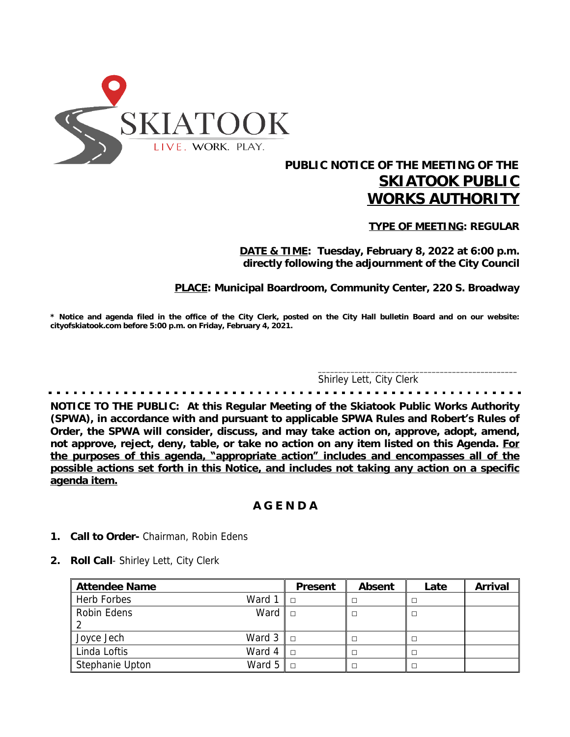SKIATOOK

LIVE. WORK. PLAY.

# PUBLIC NOTICE OF THE MEETING OF THE
# SKIATOOK PUBLIC WORKS AUTHORITY

**TYPE OF MEETING: REGULAR**

**DATE & TIME: Tuesday, February 8, 2022 at 6:00 p.m. directly following the adjournment of the City Council**

**PLACE: Municipal Boardroom, Community Center, 220 S. Broadway**

**\* Notice and agenda filed in the office of the City Clerk, posted on the City Hall bulletin Board and on our website: cityofskiatook.com before 5:00 p.m. on Friday, February 4, 2021.**

_______________________________________________
Shirley Lett, City Clerk

---

**NOTICE TO THE PUBLIC: At this Regular Meeting of the Skiatook Public Works Authority (SPWA), in accordance with and pursuant to applicable SPWA Rules and Robert's Rules of Order, the SPWA will consider, discuss, and may take action on, approve, adopt, amend, not approve, reject, deny, table, or take no action on any item listed on this Agenda. For the purposes of this agenda, "appropriate action" includes and encompasses all of the possible actions set forth in this Notice, and includes not taking any action on a specific agenda item.**

## AGENDA

1. **Call to Order-** Chairman, Robin Edens
2. **Roll Call**- Shirley Lett, City Clerk

| Attendee Name | | Present | Absent | Late | Arrival |
|---|---|---|---|---|---|
| Herb Forbes | Ward 1 | □ | □ | □ | |
| Robin Edens | Ward 2 | □ | □ | □ | |
| Joyce Jech | Ward 3 | □ | □ | □ | |
| Linda Loftis | Ward 4 | □ | □ | □ | |
| Stephanie Upton | Ward 5 | □ | □ | □ | |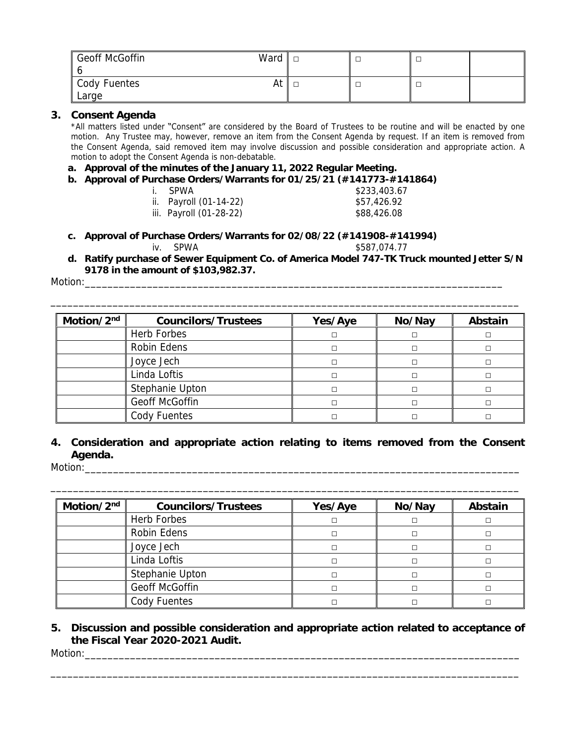| Geoff McGoffin Ward 6 | □ | □ | □ | |
|---|---|---|---|---|
| Cody Fuentes At Large | □ | □ | □ | |

### 3. Consent Agenda

*All matters listed under "Consent" are considered by the Board of Trustees to be routine and will be enacted by one motion. Any Trustee may, however, remove an item from the Consent Agenda by request. If an item is removed from the Consent Agenda, said removed item may involve discussion and possible consideration and appropriate action. A motion to adopt the Consent Agenda is non-debatable.

**a. Approval of the minutes of the January 11, 2022 Regular Meeting.**

**b. Approval of Purchase Orders/Warrants for 01/25/21 (#141773-#141864)**

| | |
|---|---|
| i. SPWA | $233,403.67 |
| ii. Payroll (01-14-22) | $57,426.92 |
| iii. Payroll (01-28-22) | $88,426.08 |

**c. Approval of Purchase Orders/Warrants for 02/08/22 (#141908-#141994)**

| | |
|---|---|
| iv. SPWA | $587,074.77 |

**d. Ratify purchase of Sewer Equipment Co. of America Model 747-TK Truck mounted Jetter S/N 9178 in the amount of $103,982.37.**

Motion:_______________________________________________________________________________

_______________________________________________________________________________________

| Motion/2nd | Councilors/Trustees | Yes/Aye | No/Nay | Abstain |
|---|---|---|---|---|
| | Herb Forbes | □ | □ | □ |
| | Robin Edens | □ | □ | □ |
| | Joyce Jech | □ | □ | □ |
| | Linda Loftis | □ | □ | □ |
| | Stephanie Upton | □ | □ | □ |
| | Geoff McGoffin | □ | □ | □ |
| | Cody Fuentes | □ | □ | □ |

### 4. Consideration and appropriate action relating to items removed from the Consent Agenda.

Motion:_______________________________________________________________________________

_______________________________________________________________________________________

| Motion/2nd | Councilors/Trustees | Yes/Aye | No/Nay | Abstain |
|---|---|---|---|---|
| | Herb Forbes | □ | □ | □ |
| | Robin Edens | □ | □ | □ |
| | Joyce Jech | □ | □ | □ |
| | Linda Loftis | □ | □ | □ |
| | Stephanie Upton | □ | □ | □ |
| | Geoff McGoffin | □ | □ | □ |
| | Cody Fuentes | □ | □ | □ |

### 5. Discussion and possible consideration and appropriate action related to acceptance of the Fiscal Year 2020-2021 Audit.

Motion:_______________________________________________________________________________

_______________________________________________________________________________________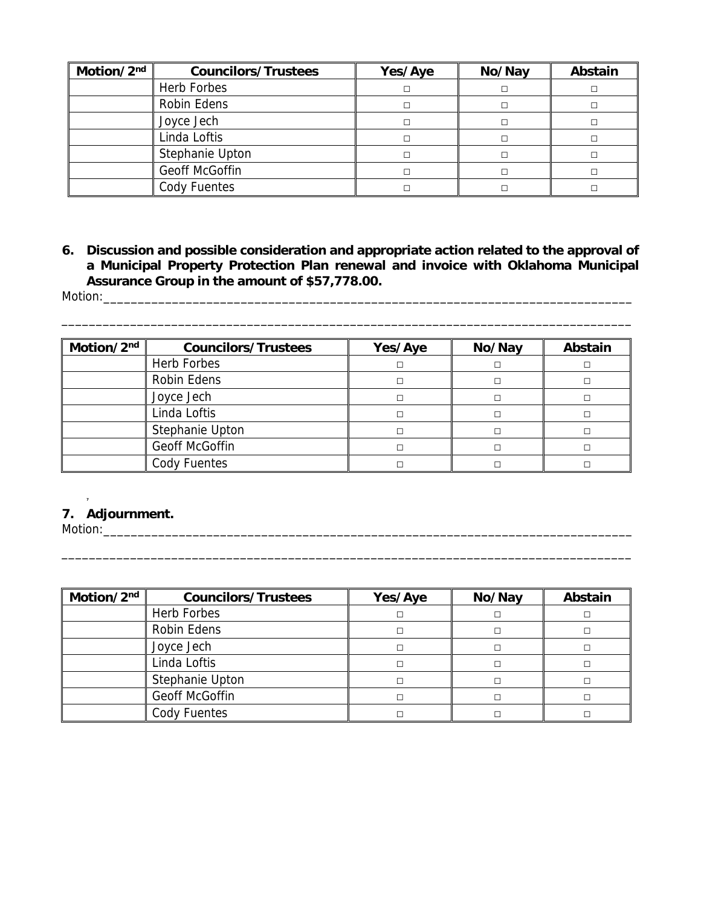| Motion/2nd | Councilors/Trustees | Yes/Aye | No/Nay | Abstain |
|---|---|---|---|---|
| | Herb Forbes | □ | □ | □ |
| | Robin Edens | □ | □ | □ |
| | Joyce Jech | □ | □ | □ |
| | Linda Loftis | □ | □ | □ |
| | Stephanie Upton | □ | □ | □ |
| | Geoff McGoffin | □ | □ | □ |
| | Cody Fuentes | □ | □ | □ |

**6. Discussion and possible consideration and appropriate action related to the approval of a Municipal Property Protection Plan renewal and invoice with Oklahoma Municipal Assurance Group in the amount of $57,778.00.**

Motion:_____________________________________________________________________________

_____________________________________________________________________________________

| Motion/2nd | Councilors/Trustees | Yes/Aye | No/Nay | Abstain |
|---|---|---|---|---|
| | Herb Forbes | □ | □ | □ |
| | Robin Edens | □ | □ | □ |
| | Joyce Jech | □ | □ | □ |
| | Linda Loftis | □ | □ | □ |
| | Stephanie Upton | □ | □ | □ |
| | Geoff McGoffin | □ | □ | □ |
| | Cody Fuentes | □ | □ | □ |

**7. Adjournment.**

Motion:_____________________________________________________________________________

_____________________________________________________________________________________

| Motion/2nd | Councilors/Trustees | Yes/Aye | No/Nay | Abstain |
|---|---|---|---|---|
| | Herb Forbes | □ | □ | □ |
| | Robin Edens | □ | □ | □ |
| | Joyce Jech | □ | □ | □ |
| | Linda Loftis | □ | □ | □ |
| | Stephanie Upton | □ | □ | □ |
| | Geoff McGoffin | □ | □ | □ |
| | Cody Fuentes | □ | □ | □ |